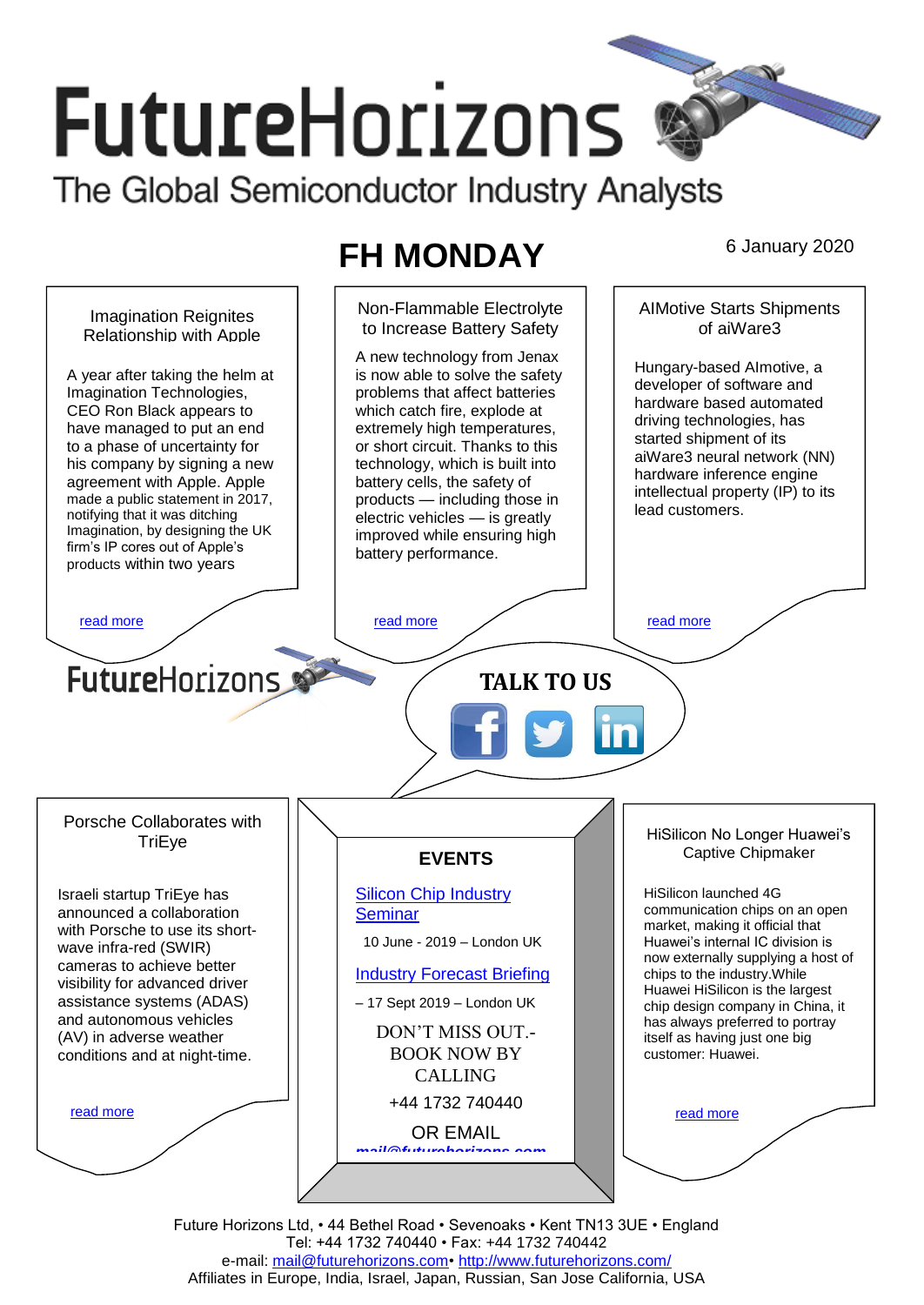# FutureHorizons

The Global Semiconductor Industry Analysts

## FH MONDAY

6 January 2020

### Imagination Reignites Relationship with Apple

A year after taking the helm at Imagination Technologies, CEO Ron Black appears to have managed to put an end to a phase of uncertainty for his company by signing a new agreement with Apple. Apple made a public statement in 2017, notifying that it was ditching Imagination, by designing the UK firm's IP cores out of Apple's products within two years

read more

### Non-Flammable Electrolyte to Increase Battery Safety

A new technology from Jenax is now able to solve the safety problems that affect batteries which catch fire, explode at extremely high temperatures, or short circuit. Thanks to this technology, which is built into battery cells, the safety of products — including those in electric vehicles — is greatly improved while ensuring high battery performance.

read more

### AIMotive Starts Shipments of aiWare3

Hungary-based AImotive, a developer of software and hardware based automated driving technologies, has started shipment of its aiWare3 neural network (NN) hardware inference engine intellectual property (IP) to its lead customers.

read more

FutureHorizons

**TALK TO US**

### Porsche Collaborates with TriEye

Israeli startup TriEye has announced a collaboration with Porsche to use its short-wave infra-red (SWIR) cameras to achieve better visibility for advanced driver assistance systems (ADAS) and autonomous vehicles (AV) in adverse weather conditions and at night-time.

read more

### EVENTS

Silicon Chip Industry Seminar

10 June - 2019 – London UK

Industry Forecast Briefing

– 17 Sept 2019 – London UK

DON'T MISS OUT.- BOOK NOW BY CALLING

+44 1732 740440

OR EMAIL

mail@futurehorizons.com

### HiSilicon No Longer Huawei's Captive Chipmaker

HiSilicon launched 4G communication chips on an open market, making it official that Huawei's internal IC division is now externally supplying a host of chips to the industry.While Huawei HiSilicon is the largest chip design company in China, it has always preferred to portray itself as having just one big customer: Huawei.

read more

Future Horizons Ltd, • 44 Bethel Road • Sevenoaks • Kent TN13 3UE • England
Tel: +44 1732 740440 • Fax: +44 1732 740442
e-mail: mail@futurehorizons.com• http://www.futurehorizons.com/
Affiliates in Europe, India, Israel, Japan, Russian, San Jose California, USA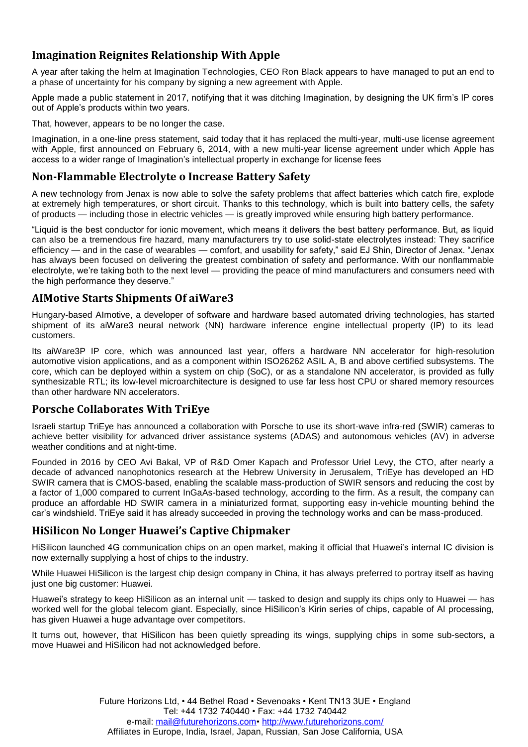## Imagination Reignites Relationship With Apple

A year after taking the helm at Imagination Technologies, CEO Ron Black appears to have managed to put an end to a phase of uncertainty for his company by signing a new agreement with Apple.

Apple made a public statement in 2017, notifying that it was ditching Imagination, by designing the UK firm's IP cores out of Apple's products within two years.

That, however, appears to be no longer the case.

Imagination, in a one-line press statement, said today that it has replaced the multi-year, multi-use license agreement with Apple, first announced on February 6, 2014, with a new multi-year license agreement under which Apple has access to a wider range of Imagination's intellectual property in exchange for license fees

## Non-Flammable Electrolyte o Increase Battery Safety

A new technology from Jenax is now able to solve the safety problems that affect batteries which catch fire, explode at extremely high temperatures, or short circuit. Thanks to this technology, which is built into battery cells, the safety of products — including those in electric vehicles — is greatly improved while ensuring high battery performance.

"Liquid is the best conductor for ionic movement, which means it delivers the best battery performance. But, as liquid can also be a tremendous fire hazard, many manufacturers try to use solid-state electrolytes instead: They sacrifice efficiency — and in the case of wearables — comfort, and usability for safety," said EJ Shin, Director of Jenax. "Jenax has always been focused on delivering the greatest combination of safety and performance. With our nonflammable electrolyte, we're taking both to the next level — providing the peace of mind manufacturers and consumers need with the high performance they deserve."

## AIMotive Starts Shipments Of aiWare3

Hungary-based AImotive, a developer of software and hardware based automated driving technologies, has started shipment of its aiWare3 neural network (NN) hardware inference engine intellectual property (IP) to its lead customers.

Its aiWare3P IP core, which was announced last year, offers a hardware NN accelerator for high-resolution automotive vision applications, and as a component within ISO26262 ASIL A, B and above certified subsystems. The core, which can be deployed within a system on chip (SoC), or as a standalone NN accelerator, is provided as fully synthesizable RTL; its low-level microarchitecture is designed to use far less host CPU or shared memory resources than other hardware NN accelerators.

## Porsche Collaborates With TriEye

Israeli startup TriEye has announced a collaboration with Porsche to use its short-wave infra-red (SWIR) cameras to achieve better visibility for advanced driver assistance systems (ADAS) and autonomous vehicles (AV) in adverse weather conditions and at night-time.

Founded in 2016 by CEO Avi Bakal, VP of R&D Omer Kapach and Professor Uriel Levy, the CTO, after nearly a decade of advanced nanophotonics research at the Hebrew University in Jerusalem, TriEye has developed an HD SWIR camera that is CMOS-based, enabling the scalable mass-production of SWIR sensors and reducing the cost by a factor of 1,000 compared to current InGaAs-based technology, according to the firm. As a result, the company can produce an affordable HD SWIR camera in a miniaturized format, supporting easy in-vehicle mounting behind the car's windshield. TriEye said it has already succeeded in proving the technology works and can be mass-produced.

## HiSilicon No Longer Huawei's Captive Chipmaker

HiSilicon launched 4G communication chips on an open market, making it official that Huawei's internal IC division is now externally supplying a host of chips to the industry.

While Huawei HiSilicon is the largest chip design company in China, it has always preferred to portray itself as having just one big customer: Huawei.

Huawei's strategy to keep HiSilicon as an internal unit — tasked to design and supply its chips only to Huawei — has worked well for the global telecom giant. Especially, since HiSilicon's Kirin series of chips, capable of AI processing, has given Huawei a huge advantage over competitors.

It turns out, however, that HiSilicon has been quietly spreading its wings, supplying chips in some sub-sectors, a move Huawei and HiSilicon had not acknowledged before.

Future Horizons Ltd, • 44 Bethel Road • Sevenoaks • Kent TN13 3UE • England
Tel: +44 1732 740440 • Fax: +44 1732 740442
e-mail: mail@futurehorizons.com• http://www.futurehorizons.com/
Affiliates in Europe, India, Israel, Japan, Russian, San Jose California, USA